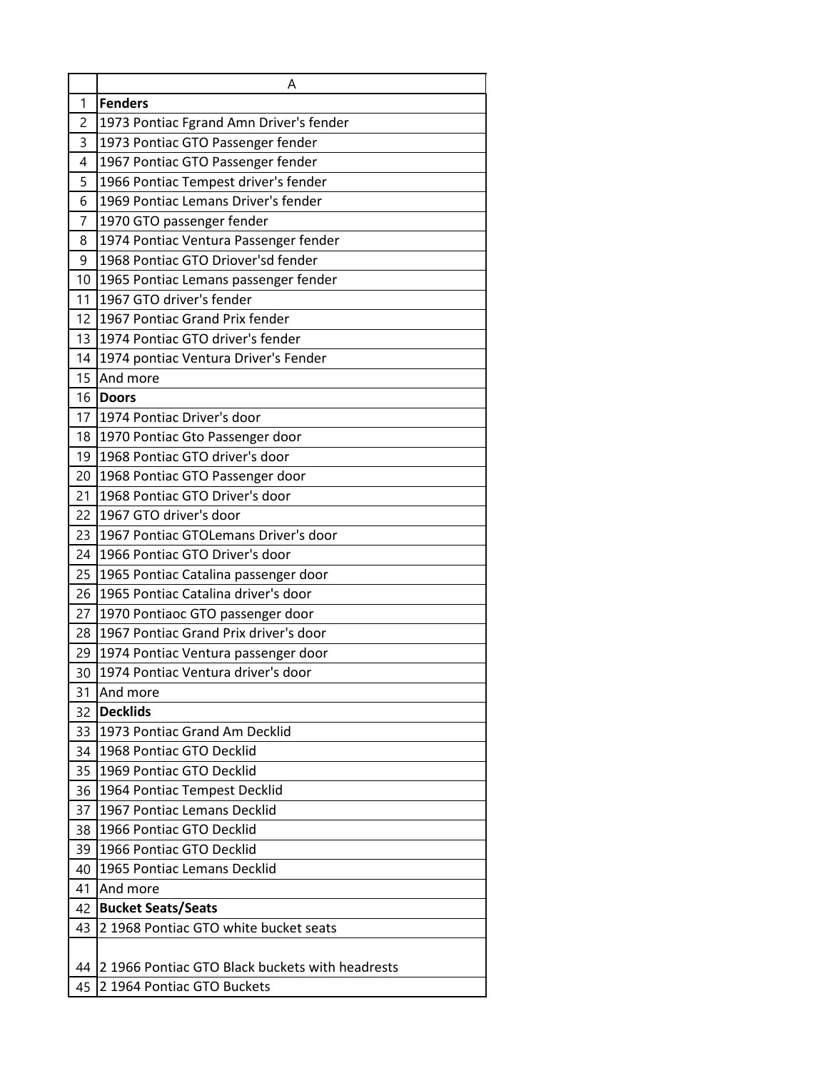| | A |
|---|---|
| 1 | **Fenders** |
| 2 | 1973 Pontiac Fgrand Amn Driver's fender |
| 3 | 1973 Pontiac GTO Passenger fender |
| 4 | 1967 Pontiac GTO Passenger fender |
| 5 | 1966 Pontiac Tempest driver's fender |
| 6 | 1969 Pontiac Lemans Driver's fender |
| 7 | 1970 GTO passenger fender |
| 8 | 1974 Pontiac Ventura Passenger fender |
| 9 | 1968 Pontiac GTO Driover'sd fender |
| 10 | 1965 Pontiac Lemans passenger fender |
| 11 | 1967 GTO driver's fender |
| 12 | 1967 Pontiac Grand Prix fender |
| 13 | 1974 Pontiac GTO driver's fender |
| 14 | 1974 pontiac Ventura Driver's Fender |
| 15 | And more |
| 16 | **Doors** |
| 17 | 1974 Pontiac Driver's door |
| 18 | 1970 Pontiac Gto Passenger door |
| 19 | 1968 Pontiac GTO driver's door |
| 20 | 1968 Pontiac GTO Passenger door |
| 21 | 1968 Pontiac GTO Driver's door |
| 22 | 1967 GTO driver's door |
| 23 | 1967 Pontiac GTOLemans Driver's door |
| 24 | 1966 Pontiac GTO Driver's door |
| 25 | 1965 Pontiac Catalina passenger door |
| 26 | 1965 Pontiac Catalina driver's door |
| 27 | 1970 Pontiaoc GTO passenger door |
| 28 | 1967 Pontiac Grand Prix driver's door |
| 29 | 1974 Pontiac Ventura passenger door |
| 30 | 1974 Pontiac Ventura driver's door |
| 31 | And more |
| 32 | **Decklids** |
| 33 | 1973 Pontiac Grand Am Decklid |
| 34 | 1968 Pontiac GTO Decklid |
| 35 | 1969 Pontiac GTO Decklid |
| 36 | 1964 Pontiac Tempest Decklid |
| 37 | 1967 Pontiac Lemans Decklid |
| 38 | 1966 Pontiac GTO Decklid |
| 39 | 1966 Pontiac GTO Decklid |
| 40 | 1965 Pontiac Lemans Decklid |
| 41 | And more |
| 42 | **Bucket Seats/Seats** |
| 43 | 2 1968 Pontiac GTO white bucket seats |
| 44 | 2 1966 Pontiac GTO Black buckets with headrests |
| 45 | 2 1964 Pontiac GTO Buckets |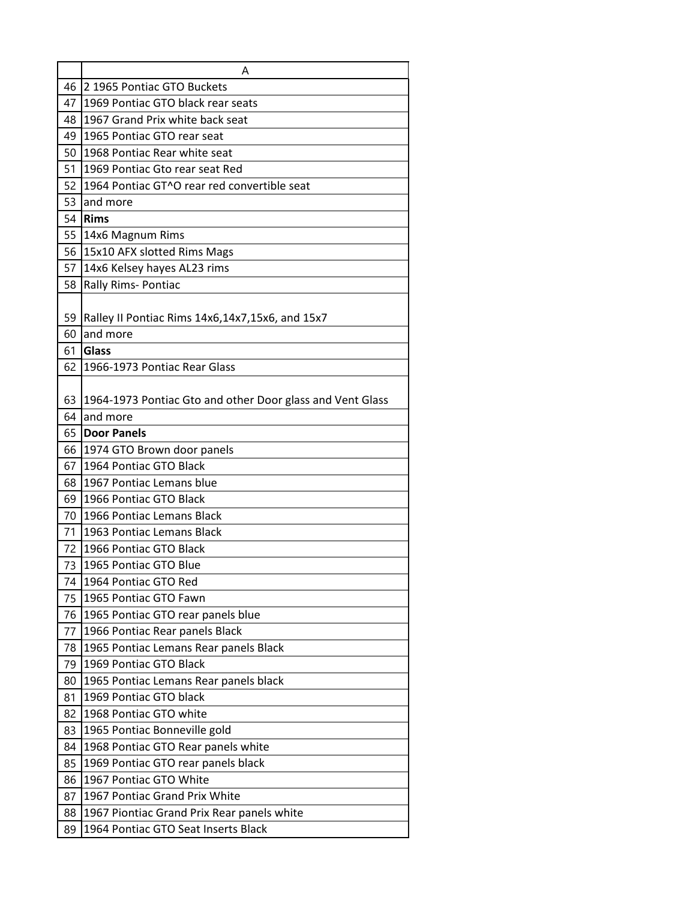| | A |
|---|---|
| 46 | 2 1965 Pontiac GTO Buckets |
| 47 | 1969 Pontiac GTO black rear seats |
| 48 | 1967 Grand Prix white back seat |
| 49 | 1965 Pontiac GTO rear seat |
| 50 | 1968 Pontiac Rear white seat |
| 51 | 1969 Pontiac Gto rear seat Red |
| 52 | 1964 Pontiac GT^O rear red convertible seat |
| 53 | and more |
| 54 | **Rims** |
| 55 | 14x6 Magnum Rims |
| 56 | 15x10 AFX slotted Rims Mags |
| 57 | 14x6 Kelsey hayes AL23 rims |
| 58 | Rally Rims- Pontiac |
| 59 | Ralley II Pontiac Rims 14x6,14x7,15x6, and 15x7 |
| 60 | and more |
| 61 | **Glass** |
| 62 | 1966-1973 Pontiac Rear Glass |
| 63 | 1964-1973 Pontiac Gto and other Door glass and Vent Glass |
| 64 | and more |
| 65 | **Door Panels** |
| 66 | 1974 GTO Brown door panels |
| 67 | 1964 Pontiac GTO Black |
| 68 | 1967 Pontiac Lemans blue |
| 69 | 1966 Pontiac GTO Black |
| 70 | 1966 Pontiac Lemans Black |
| 71 | 1963 Pontiac Lemans Black |
| 72 | 1966 Pontiac GTO Black |
| 73 | 1965 Pontiac GTO Blue |
| 74 | 1964 Pontiac GTO Red |
| 75 | 1965 Pontiac GTO Fawn |
| 76 | 1965 Pontiac GTO rear panels blue |
| 77 | 1966 Pontiac Rear panels Black |
| 78 | 1965 Pontiac Lemans Rear panels Black |
| 79 | 1969 Pontiac GTO Black |
| 80 | 1965 Pontiac Lemans Rear panels black |
| 81 | 1969 Pontiac GTO black |
| 82 | 1968 Pontiac GTO white |
| 83 | 1965 Pontiac Bonneville gold |
| 84 | 1968 Pontiac GTO Rear panels white |
| 85 | 1969 Pontiac GTO rear panels black |
| 86 | 1967 Pontiac GTO White |
| 87 | 1967 Pontiac Grand Prix White |
| 88 | 1967 Piontiac Grand Prix Rear panels white |
| 89 | 1964 Pontiac GTO Seat Inserts Black |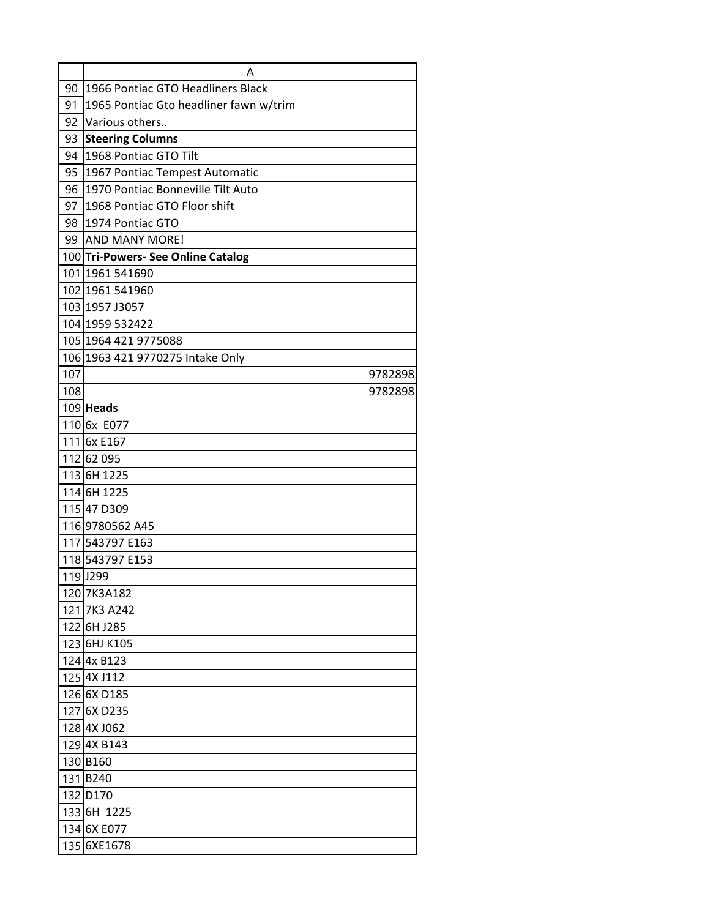|  | A |
|---|---|
| 90 | 1966 Pontiac GTO Headliners Black |
| 91 | 1965 Pontiac Gto headliner fawn w/trim |
| 92 | Various others.. |
| 93 | **Steering Columns** |
| 94 | 1968 Pontiac GTO Tilt |
| 95 | 1967 Pontiac Tempest Automatic |
| 96 | 1970 Pontiac Bonneville Tilt Auto |
| 97 | 1968 Pontiac GTO Floor shift |
| 98 | 1974 Pontiac GTO |
| 99 | AND MANY MORE! |
| 100 | **Tri-Powers- See Online Catalog** |
| 101 | 1961 541690 |
| 102 | 1961 541960 |
| 103 | 1957 J3057 |
| 104 | 1959 532422 |
| 105 | 1964 421 9775088 |
| 106 | 1963 421 9770275 Intake Only |
| 107 | 9782898 |
| 108 | 9782898 |
| 109 | **Heads** |
| 110 | 6x E077 |
| 111 | 6x E167 |
| 112 | 62 095 |
| 113 | 6H 1225 |
| 114 | 6H 1225 |
| 115 | 47 D309 |
| 116 | 9780562 A45 |
| 117 | 543797 E163 |
| 118 | 543797 E153 |
| 119 | J299 |
| 120 | 7K3A182 |
| 121 | 7K3 A242 |
| 122 | 6H J285 |
| 123 | 6HJ K105 |
| 124 | 4x B123 |
| 125 | 4X J112 |
| 126 | 6X D185 |
| 127 | 6X D235 |
| 128 | 4X J062 |
| 129 | 4X B143 |
| 130 | B160 |
| 131 | B240 |
| 132 | D170 |
| 133 | 6H 1225 |
| 134 | 6X E077 |
| 135 | 6XE1678 |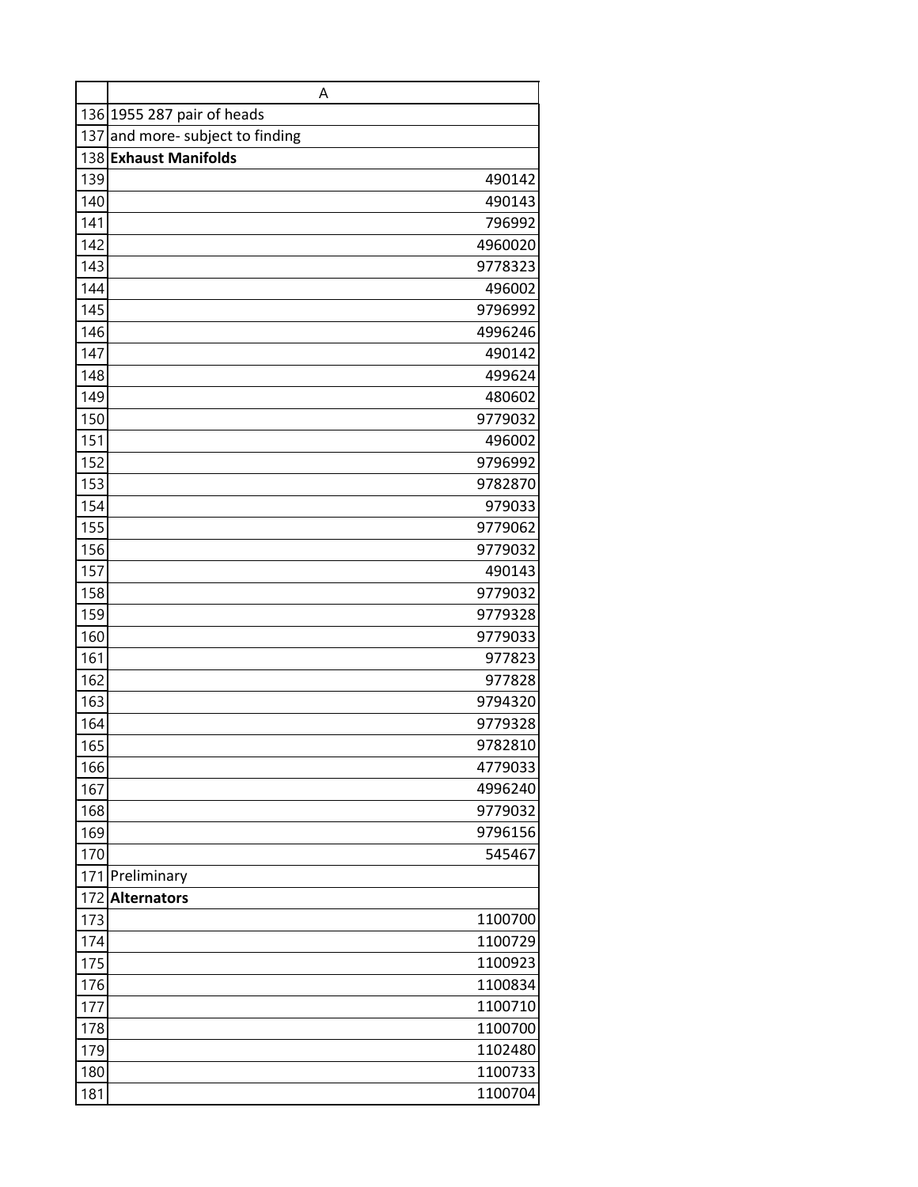| | A |
|---|---|
| 136 | 1955 287 pair of heads |
| 137 | and more- subject to finding |
| 138 | **Exhaust Manifolds** |
| 139 | 490142 |
| 140 | 490143 |
| 141 | 796992 |
| 142 | 4960020 |
| 143 | 9778323 |
| 144 | 496002 |
| 145 | 9796992 |
| 146 | 4996246 |
| 147 | 490142 |
| 148 | 499624 |
| 149 | 480602 |
| 150 | 9779032 |
| 151 | 496002 |
| 152 | 9796992 |
| 153 | 9782870 |
| 154 | 979033 |
| 155 | 9779062 |
| 156 | 9779032 |
| 157 | 490143 |
| 158 | 9779032 |
| 159 | 9779328 |
| 160 | 9779033 |
| 161 | 977823 |
| 162 | 977828 |
| 163 | 9794320 |
| 164 | 9779328 |
| 165 | 9782810 |
| 166 | 4779033 |
| 167 | 4996240 |
| 168 | 9779032 |
| 169 | 9796156 |
| 170 | 545467 |
| 171 | Preliminary |
| 172 | **Alternators** |
| 173 | 1100700 |
| 174 | 1100729 |
| 175 | 1100923 |
| 176 | 1100834 |
| 177 | 1100710 |
| 178 | 1100700 |
| 179 | 1102480 |
| 180 | 1100733 |
| 181 | 1100704 |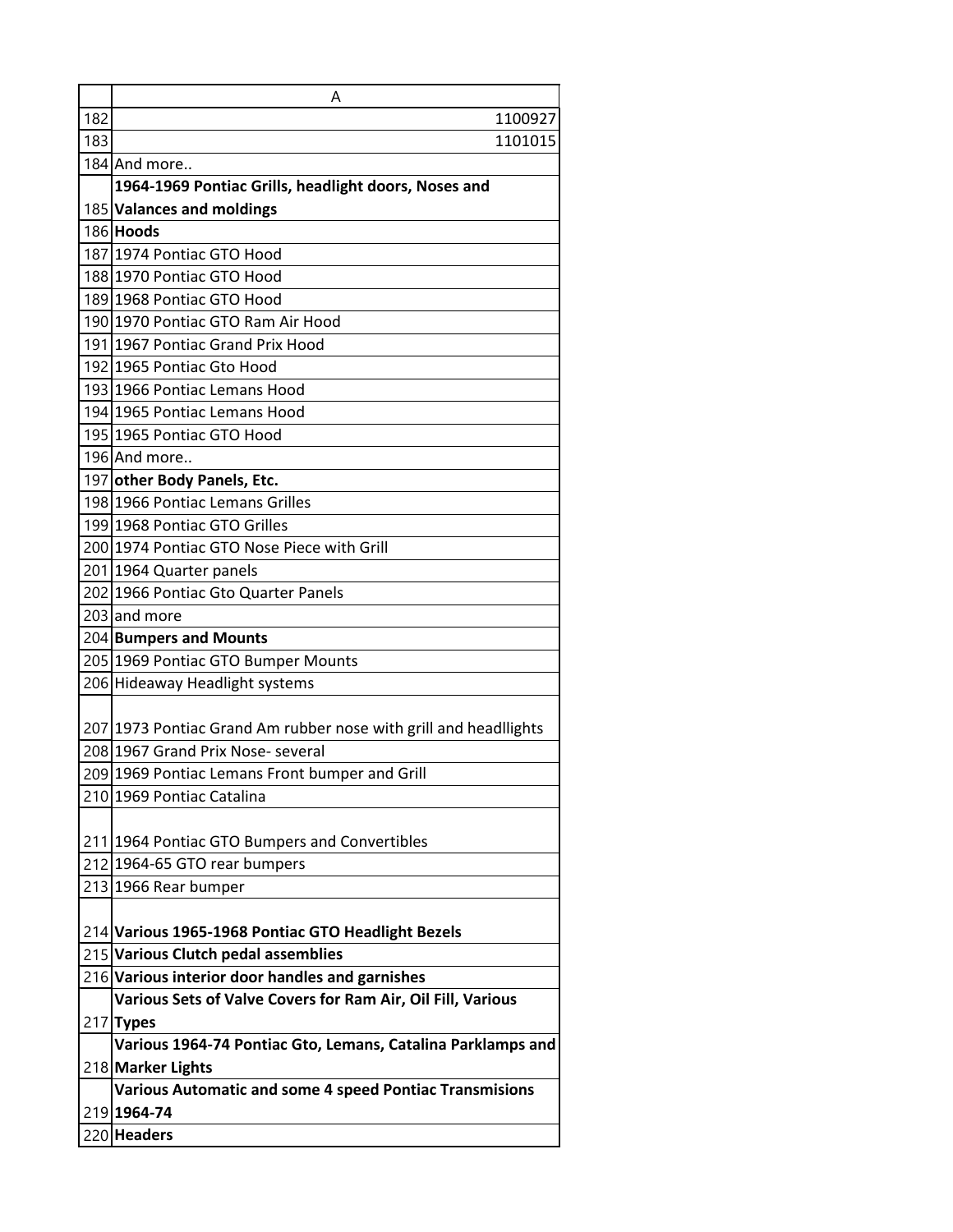| | A |
|---|---|
| 182 | 1100927 |
| 183 | 1101015 |
| 184 | And more.. |
| 185 | **1964-1969 Pontiac Grills, headlight doors, Noses and Valances and moldings** |
| 186 | **Hoods** |
| 187 | 1974 Pontiac GTO Hood |
| 188 | 1970 Pontiac GTO Hood |
| 189 | 1968 Pontiac GTO Hood |
| 190 | 1970 Pontiac GTO Ram Air Hood |
| 191 | 1967 Pontiac Grand Prix Hood |
| 192 | 1965 Pontiac Gto Hood |
| 193 | 1966 Pontiac Lemans Hood |
| 194 | 1965 Pontiac Lemans Hood |
| 195 | 1965 Pontiac GTO Hood |
| 196 | And more.. |
| 197 | **other Body Panels, Etc.** |
| 198 | 1966 Pontiac Lemans Grilles |
| 199 | 1968 Pontiac GTO Grilles |
| 200 | 1974 Pontiac GTO Nose Piece with Grill |
| 201 | 1964 Quarter panels |
| 202 | 1966 Pontiac Gto Quarter Panels |
| 203 | and more |
| 204 | **Bumpers and Mounts** |
| 205 | 1969 Pontiac GTO Bumper Mounts |
| 206 | Hideaway Headlight systems |
| 207 | 1973 Pontiac Grand Am rubber nose with grill and headllights |
| 208 | 1967 Grand Prix Nose- several |
| 209 | 1969 Pontiac Lemans Front bumper and Grill |
| 210 | 1969 Pontiac Catalina |
| 211 | 1964 Pontiac GTO Bumpers and Convertibles |
| 212 | 1964-65 GTO rear bumpers |
| 213 | 1966 Rear bumper |
| 214 | **Various 1965-1968 Pontiac GTO Headlight Bezels** |
| 215 | **Various Clutch pedal assemblies** |
| 216 | **Various interior door handles and garnishes** |
| 217 | **Various Sets of Valve Covers for Ram Air, Oil Fill, Various Types** |
| 218 | **Various 1964-74 Pontiac Gto, Lemans, Catalina Parklamps and Marker Lights** |
| 219 | **Various Automatic and some 4 speed Pontiac Transmisions 1964-74** |
| 220 | **Headers** |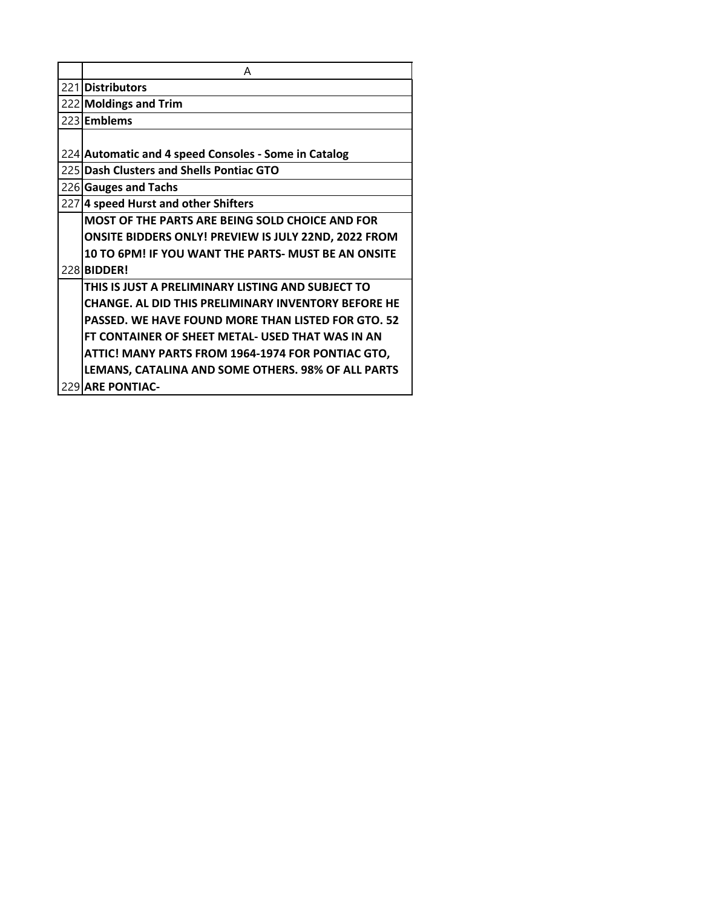| | A |
|---|---|
| 221 | **Distributors** |
| 222 | **Moldings and Trim** |
| 223 | **Emblems** |
| 224 | **Automatic and 4 speed Consoles - Some in Catalog** |
| 225 | **Dash Clusters and Shells Pontiac GTO** |
| 226 | **Gauges and Tachs** |
| 227 | **4 speed Hurst and other Shifters** |
| 228 | **MOST OF THE PARTS ARE BEING SOLD CHOICE AND FOR ONSITE BIDDERS ONLY! PREVIEW IS JULY 22ND, 2022 FROM 10 TO 6PM! IF YOU WANT THE PARTS- MUST BE AN ONSITE BIDDER!** |
| 229 | **THIS IS JUST A PRELIMINARY LISTING AND SUBJECT TO CHANGE. AL DID THIS PRELIMINARY INVENTORY BEFORE HE PASSED. WE HAVE FOUND MORE THAN LISTED FOR GTO. 52 FT CONTAINER OF SHEET METAL- USED THAT WAS IN AN ATTIC! MANY PARTS FROM 1964-1974 FOR PONTIAC GTO, LEMANS, CATALINA AND SOME OTHERS. 98% OF ALL PARTS ARE PONTIAC-** |